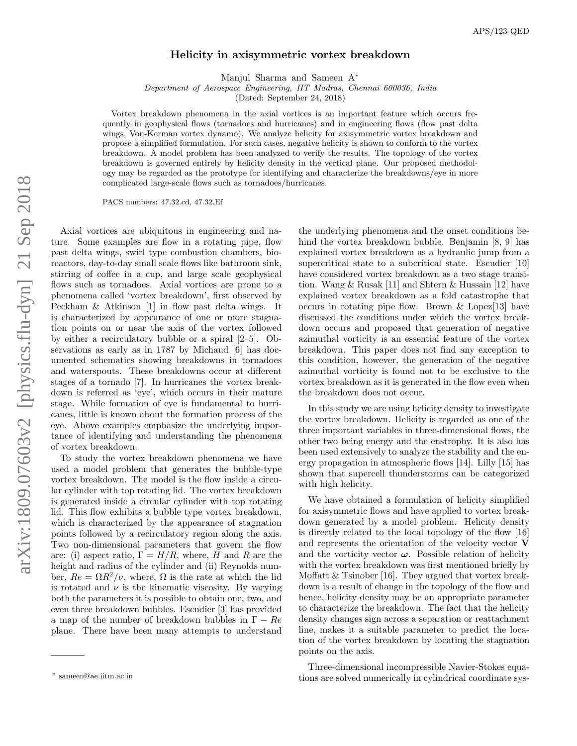# Helicity in axisymmetric vortex breakdown

Manjul Sharma and Sameen A[*]

*Department of Aerospace Engineering, IIT Madras, Chennai 600036, India*

(Dated: September 24, 2018)

Vortex breakdown phenomena in the axial vortices is an important feature which occurs frequently in geophysical flows (tornadoes and hurricanes) and in engineering flows (flow past delta wings, Von-Kerman vortex dynamo). We analyze helicity for axisymmetric vortex breakdown and propose a simplified formulation. For such cases, negative helicity is shown to conform to the vortex breakdown. A model problem has been analyzed to verify the results. The topology of the vortex breakdown is governed entirely by helicity density in the vertical plane. Our proposed methodology may be regarded as the prototype for identifying and characterize the breakdowns/eye in more complicated large-scale flows such as tornadoes/hurricanes.

PACS numbers: 47.32.cd, 47.32.Ef

Axial vortices are ubiquitous in engineering and nature. Some examples are flow in a rotating pipe, flow past delta wings, swirl type combustion chambers, bioreactors, day-to-day small scale flows like bathroom sink, stirring of coffee in a cup, and large scale geophysical flows such as tornadoes. Axial vortices are prone to a phenomena called 'vortex breakdown', first observed by Peckham & Atkinson [1] in flow past delta wings. It is characterized by appearance of one or more stagnation points on or near the axis of the vortex followed by either a recirculatory bubble or a spiral [2–5]. Observations as early as in 1787 by Michaud [6] has documented schematics showing breakdowns in tornadoes and waterspouts. These breakdowns occur at different stages of a tornado [7]. In hurricanes the vortex breakdown is referred as 'eye', which occurs in their mature stage. While formation of eye is fundamental to hurricanes, little is known about the formation process of the eye. Above examples emphasize the underlying importance of identifying and understanding the phenomena of vortex breakdown.

To study the vortex breakdown phenomena we have used a model problem that generates the bubble-type vortex breakdown. The model is the flow inside a circular cylinder with top rotating lid. The vortex breakdown is generated inside a circular cylinder with top rotating lid. This flow exhibits a bubble type vortex breakdown, which is characterized by the appearance of stagnation points followed by a recirculatory region along the axis. Two non-dimensional parameters that govern the flow are: (i) aspect ratio, $\Gamma = H/R$, where, $H$ and $R$ are the height and radius of the cylinder and (ii) Reynolds number, $Re = \Omega R^2/\nu$, where, $\Omega$ is the rate at which the lid is rotated and $\nu$ is the kinematic viscosity. By varying both the parameters it is possible to obtain one, two, and even three breakdown bubbles. Escudier [3] has provided a map of the number of breakdown bubbles in $\Gamma - Re$ plane. There have been many attempts to understand the underlying phenomena and the onset conditions behind the vortex breakdown bubble. Benjamin [8, 9] has explained vortex breakdown as a hydraulic jump from a supercritical state to a subcritical state. Escudier [10] have considered vortex breakdown as a two stage transition. Wang & Rusak [11] and Shtern & Hussain [12] have explained vortex breakdown as a fold catastrophe that occurs in rotating pipe flow. Brown & Lopez[13] have discussed the conditions under which the vortex breakdown occurs and proposed that generation of negative azimuthal vorticity is an essential feature of the vortex breakdown. This paper does not find any exception to this condition, however, the generation of the negative azimuthal vorticity is found not to be exclusive to the vortex breakdown as it is generated in the flow even when the breakdown does not occur.

In this study we are using helicity density to investigate the vortex breakdown. Helicity is regarded as one of the three important variables in three-dimensional flows, the other two being energy and the enstrophy. It is also has been used extensively to analyze the stability and the energy propagation in atmospheric flows [14]. Lilly [15] has shown that supercell thunderstorms can be categorized with high helicity.

We have obtained a formulation of helicity simplified for axisymmetric flows and have applied to vortex breakdown generated by a model problem. Helicity density is directly related to the local topology of the flow [16] and represents the orientation of the velocity vector $\mathbf{V}$ and the vorticity vector $\boldsymbol{\omega}$. Possible relation of helicity with the vortex breakdown was first mentioned briefly by Moffatt & Tsinober [16]. They argued that vortex breakdown is a result of change in the topology of the flow and hence, helicity density may be an appropriate parameter to characterize the breakdown. The fact that the helicity density changes sign across a separation or reattachment line, makes it a suitable parameter to predict the location of the vortex breakdown by locating the stagnation points on the axis.

Three-dimensional incompressible Navier-Stokes equations are solved numerically in cylindrical coordinate sys-

[*] sameen@ae.iitm.ac.in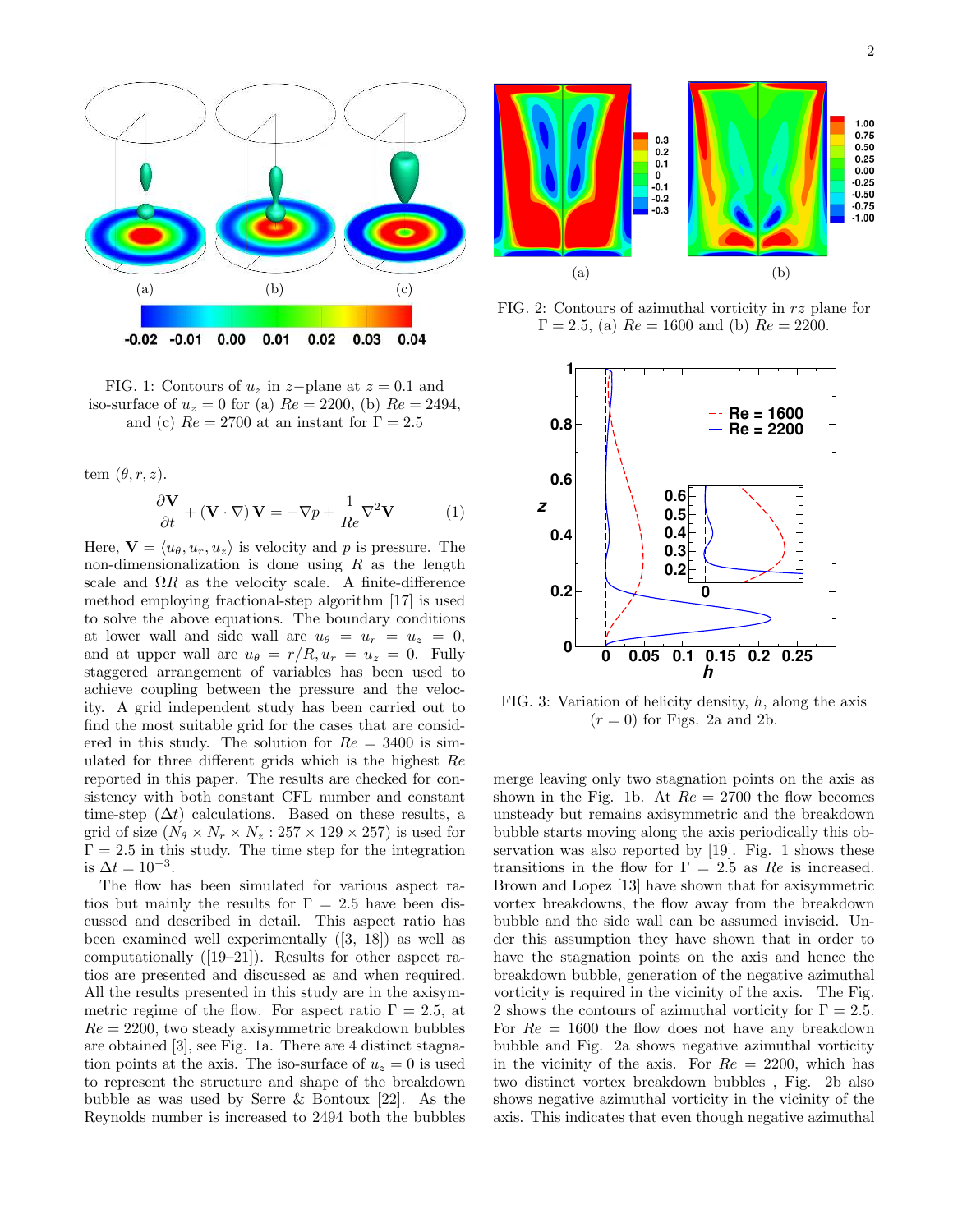FIG. 1: Contours of $u_z$ in $z-$plane at $z = 0.1$ and iso-surface of $u_z = 0$ for (a) $Re = 2200$, (b) $Re = 2494$, and (c) $Re = 2700$ at an instant for $\Gamma = 2.5$

tem $(\theta, r, z)$.

$$\frac{\partial \mathbf{V}}{\partial t} + (\mathbf{V} \cdot \nabla) \mathbf{V} = -\nabla p + \frac{1}{Re} \nabla^2 \mathbf{V} \tag{1}$$

Here, $\mathbf{V} = \langle u_\theta, u_r, u_z \rangle$ is velocity and $p$ is pressure. The non-dimensionalization is done using $R$ as the length scale and $\Omega R$ as the velocity scale. A finite-difference method employing fractional-step algorithm [17] is used to solve the above equations. The boundary conditions at lower wall and side wall are $u_\theta = u_r = u_z = 0$, and at upper wall are $u_\theta = r/R, u_r = u_z = 0$. Fully staggered arrangement of variables has been used to achieve coupling between the pressure and the velocity. A grid independent study has been carried out to find the most suitable grid for the cases that are considered in this study. The solution for $Re = 3400$ is simulated for three different grids which is the highest $Re$ reported in this paper. The results are checked for consistency with both constant CFL number and constant time-step $(\Delta t)$ calculations. Based on these results, a grid of size $(N_\theta \times N_r \times N_z : 257 \times 129 \times 257)$ is used for $\Gamma = 2.5$ in this study. The time step for the integration is $\Delta t = 10^{-3}$.

The flow has been simulated for various aspect ratios but mainly the results for $\Gamma = 2.5$ have been discussed and described in detail. This aspect ratio has been examined well experimentally ([3, 18]) as well as computationally ([19–21]). Results for other aspect ratios are presented and discussed as and when required. All the results presented in this study are in the axisymmetric regime of the flow. For aspect ratio $\Gamma = 2.5$, at $Re = 2200$, two steady axisymmetric breakdown bubbles are obtained [3], see Fig. 1a. There are 4 distinct stagnation points on the axis. The iso-surface of $u_z = 0$ is used to represent the structure and shape of the breakdown bubble as was used by Serre & Bontoux [22]. As the Reynolds number is increased to 2494 both the bubbles merge leaving only two stagnation points on the axis as shown in the Fig. 1b. At $Re = 2700$ the flow becomes unsteady but remains axisymmetric and the breakdown bubble starts moving along the axis periodically this observation was also reported by [19]. Fig. 1 shows these transitions in the flow for $\Gamma = 2.5$ as $Re$ is increased. Brown and Lopez [13] have shown that for axisymmetric vortex breakdowns, the flow away from the breakdown bubble and the side wall can be assumed inviscid. Under this assumption they have shown that in order to have the stagnation points on the axis and hence the breakdown bubble, generation of the negative azimuthal vorticity is required in the vicinity of the axis. The Fig. 2 shows the contours of azimuthal vorticity for $\Gamma = 2.5$. For $Re = 1600$ the flow does not have any breakdown bubble and Fig. 2a shows negative azimuthal vorticity in the vicinity of the axis. For $Re = 2200$, which has two distinct vortex breakdown bubbles , Fig. 2b also shows negative azimuthal vorticity in the vicinity of the axis. This indicates that even though negative azimuthal

FIG. 2: Contours of azimuthal vorticity in $rz$ plane for $\Gamma = 2.5$, (a) $Re = 1600$ and (b) $Re = 2200$.

FIG. 3: Variation of helicity density, $h$, along the axis $(r = 0)$ for Figs. 2a and 2b.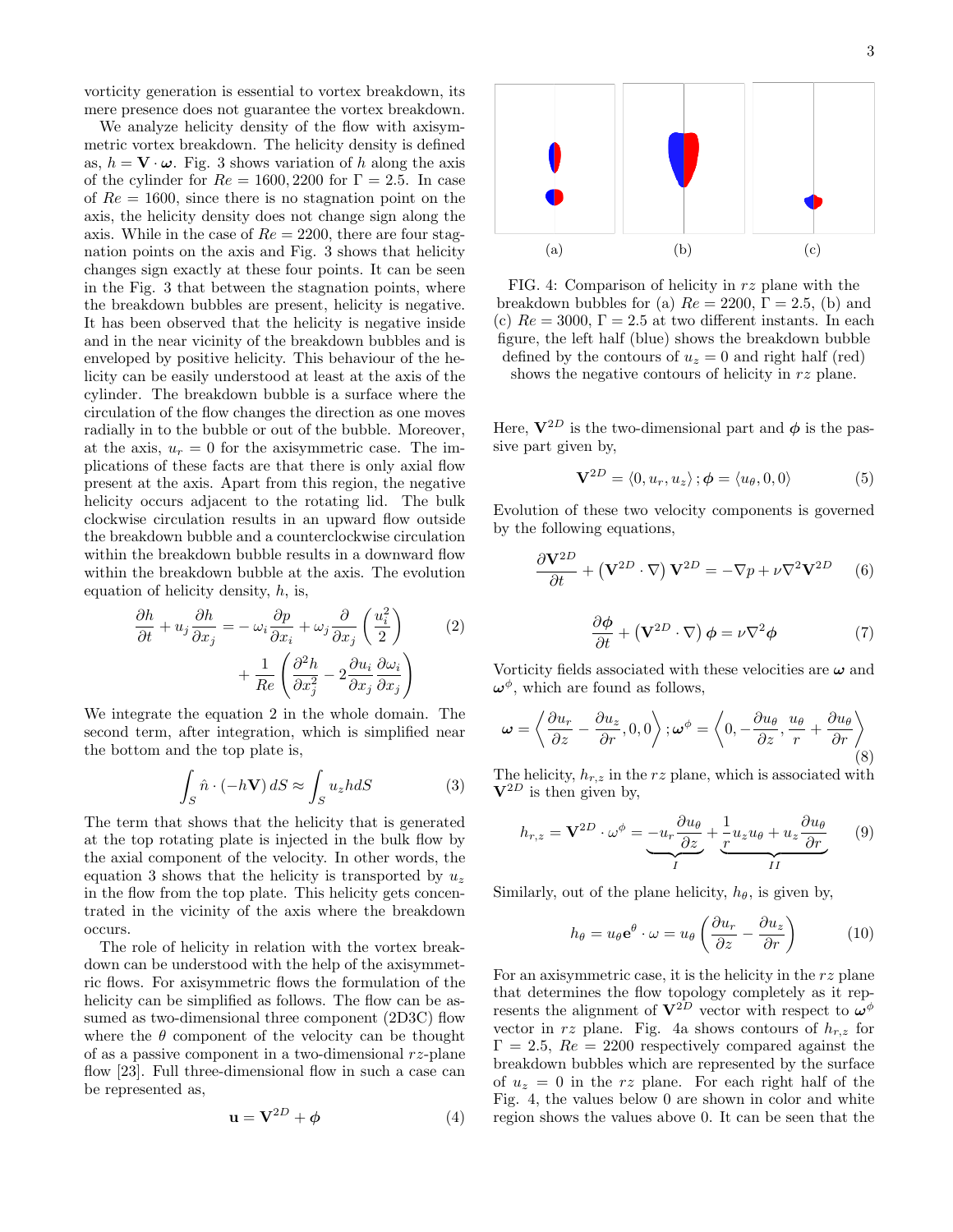vorticity generation is essential to vortex breakdown, its mere presence does not guarantee the vortex breakdown.

We analyze helicity density of the flow with axisymmetric vortex breakdown. The helicity density is defined as, $h = \mathbf{V} \cdot \boldsymbol{\omega}$. Fig. 3 shows variation of $h$ along the axis of the cylinder for $Re = 1600, 2200$ for $\Gamma = 2.5$. In case of $Re = 1600$, since there is no stagnation point on the axis, the helicity density does not change sign along the axis. While in the case of $Re = 2200$, there are four stagnation points on the axis and Fig. 3 shows that helicity changes sign exactly at these four points. It can be seen in the Fig. 3 that between the stagnation points, where the breakdown bubbles are present, helicity is negative. It has been observed that the helicity is negative inside and in the near vicinity of the breakdown bubbles and is enveloped by positive helicity. This behaviour of the helicity can be easily understood at least at the axis of the cylinder. The breakdown bubble is a surface where the circulation of the flow changes the direction as one moves radially in to the bubble or out of the bubble. Moreover, at the axis, $u_r = 0$ for the axisymmetric case. The implications of these facts are that there is only axial flow present at the axis. Apart from this region, the negative helicity occurs adjacent to the rotating lid. The bulk clockwise circulation results in an upward flow outside the breakdown bubble and a counterclockwise circulation within the breakdown bubble results in a downward flow within the breakdown bubble at the axis. The evolution equation of helicity density, $h$, is,

$$\frac{\partial h}{\partial t} + u_j \frac{\partial h}{\partial x_j} = -\,\omega_i \frac{\partial p}{\partial x_i} + \omega_j \frac{\partial}{\partial x_j}\left(\frac{u_i^2}{2}\right) + \frac{1}{Re}\left(\frac{\partial^2 h}{\partial x_j^2} - 2\frac{\partial u_i}{\partial x_j}\frac{\partial \omega_i}{\partial x_j}\right) \tag{2}$$

We integrate the equation 2 in the whole domain. The second term, after integration, which is simplified near the bottom and the top plate is,

$$\int_S \hat{n} \cdot (-h\mathbf{V})\, dS \approx \int_S u_z h dS \tag{3}$$

The term that shows that the helicity that is generated at the top rotating plate is injected in the bulk flow by the axial component of the velocity. In other words, the equation 3 shows that the helicity is transported by $u_z$ in the flow from the top plate. This helicity gets concentrated in the vicinity of the axis where the breakdown occurs.

The role of helicity in relation with the vortex breakdown can be understood with the help of the axisymmetric flows. For axisymmetric flows the formulation of the helicity can be simplified as follows. The flow can be assumed as two-dimensional three component (2D3C) flow where the $\theta$ component of the velocity can be thought of as a passive component in a two-dimensional $rz$-plane flow [23]. Full three-dimensional flow in such a case can be represented as,

$$\mathbf{u} = \mathbf{V}^{2D} + \boldsymbol{\phi} \tag{4}$$

FIG. 4: Comparison of helicity in $rz$ plane with the breakdown bubbles for (a) $Re = 2200$, $\Gamma = 2.5$, (b) and (c) $Re = 3000$, $\Gamma = 2.5$ at two different instants. In each figure, the left half (blue) shows the breakdown bubble defined by the contours of $u_z = 0$ and right half (red) shows the negative contours of helicity in $rz$ plane.

Here, $\mathbf{V}^{2D}$ is the two-dimensional part and $\boldsymbol{\phi}$ is the passive part given by,

$$\mathbf{V}^{2D} = \langle 0, u_r, u_z \rangle \, ; \boldsymbol{\phi} = \langle u_\theta, 0, 0 \rangle \tag{5}$$

Evolution of these two velocity components is governed by the following equations,

$$\frac{\partial \mathbf{V}^{2D}}{\partial t} + \left(\mathbf{V}^{2D} \cdot \nabla\right) \mathbf{V}^{2D} = -\nabla p + \nu \nabla^2 \mathbf{V}^{2D} \tag{6}$$

$$\frac{\partial \boldsymbol{\phi}}{\partial t} + \left(\mathbf{V}^{2D} \cdot \nabla\right) \boldsymbol{\phi} = \nu \nabla^2 \boldsymbol{\phi} \tag{7}$$

Vorticity fields associated with these velocities are $\boldsymbol{\omega}$ and $\boldsymbol{\omega}^{\phi}$, which are found as follows,

$$\boldsymbol{\omega} = \left\langle \frac{\partial u_r}{\partial z} - \frac{\partial u_z}{\partial r}, 0, 0 \right\rangle ; \boldsymbol{\omega}^{\phi} = \left\langle 0, -\frac{\partial u_\theta}{\partial z}, \frac{u_\theta}{r} + \frac{\partial u_\theta}{\partial r} \right\rangle \tag{8}$$

The helicity, $h_{r,z}$ in the $rz$ plane, which is associated with $\mathbf{V}^{2D}$ is then given by,

$$h_{r,z} = \mathbf{V}^{2D} \cdot \omega^{\phi} = \underbrace{-u_r \frac{\partial u_\theta}{\partial z}}_{I} + \underbrace{\frac{1}{r} u_z u_\theta + u_z \frac{\partial u_\theta}{\partial r}}_{II} \tag{9}$$

Similarly, out of the plane helicity, $h_\theta$, is given by,

$$h_\theta = u_\theta \mathbf{e}^{\theta} \cdot \omega = u_\theta \left( \frac{\partial u_r}{\partial z} - \frac{\partial u_z}{\partial r} \right) \tag{10}$$

For an axisymmetric case, it is the helicity in the $rz$ plane that determines the flow topology completely as it represents the alignment of $\mathbf{V}^{2D}$ vector with respect to $\boldsymbol{\omega}^{\phi}$ vector in $rz$ plane. Fig. 4a shows contours of $h_{r,z}$ for $\Gamma = 2.5$, $Re = 2200$ respectively compared against the breakdown bubbles which are represented by the surface of $u_z = 0$ in the $rz$ plane. For each right half of the Fig. 4, the values below 0 are shown in color and white region shows the values above 0. It can be seen that the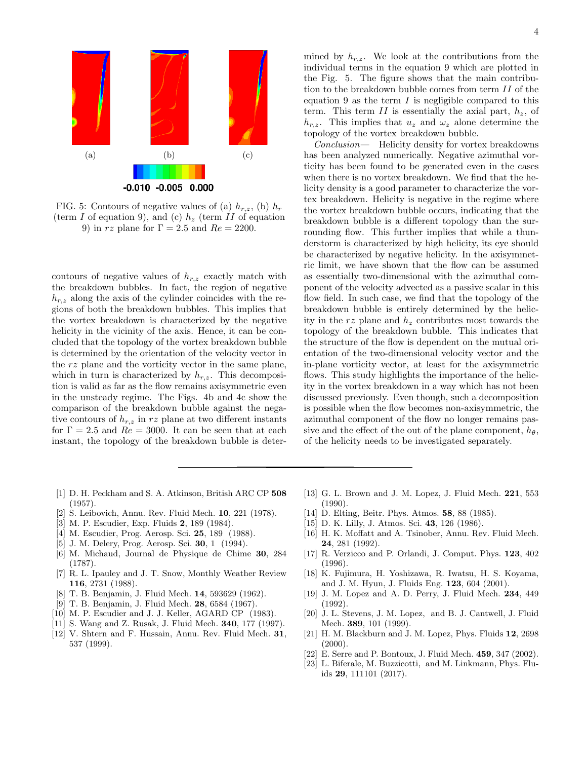(a) (b) (c)

-0.010 -0.005 0.000

FIG. 5: Contours of negative values of (a) $h_{r,z}$, (b) $h_r$ (term $I$ of equation 9), and (c) $h_z$ (term $II$ of equation 9) in $rz$ plane for $\Gamma = 2.5$ and $Re = 2200$.

contours of negative values of $h_{r,z}$ exactly match with the breakdown bubbles. In fact, the region of negative $h_{r,z}$ along the axis of the cylinder coincides with the regions of both the breakdown bubbles. This implies that the vortex breakdown is characterized by the negative helicity in the vicinity of the axis. Hence, it can be concluded that the topology of the vortex breakdown bubble is determined by the orientation of the velocity vector in the $rz$ plane and the vorticity vector in the same plane, which in turn is characterized by $h_{r,z}$. This decomposition is valid as far as the flow remains axisymmetric even in the unsteady regime. The Figs. 4b and 4c show the comparison of the breakdown bubble against the negative contours of $h_{r,z}$ in $rz$ plane at two different instants for $\Gamma = 2.5$ and $Re = 3000$. It can be seen that at each instant, the topology of the breakdown bubble is determined by $h_{r,z}$. We look at the contributions from the individual terms in the equation 9 which are plotted in the Fig. 5. The figure shows that the main contribution to the breakdown bubble comes from term $II$ of the equation 9 as the term $I$ is negligible compared to this term. This term $II$ is essentially the axial part, $h_z$, of $h_{r,z}$. This implies that $u_z$ and $\omega_z$ alone determine the topology of the vortex breakdown bubble.

*Conclusion*— Helicity density for vortex breakdowns has been analyzed numerically. Negative azimuthal vorticity has been found to be generated even in the cases when there is no vortex breakdown. We find that the helicity density is a good parameter to characterize the vortex breakdown. Helicity is negative in the regime where the vortex breakdown bubble occurs, indicating that the breakdown bubble is a different topology than the surrounding flow. This further implies that while a thunderstorm is characterized by high helicity, its eye should be characterized by negative helicity. In the axisymmetric limit, we have shown that the flow can be assumed as essentially two-dimensional with the azimuthal component of the velocity advected as a passive scalar in this flow field. In such case, we find that the topology of the breakdown bubble is entirely determined by the helicity in the $rz$ plane and $h_z$ contributes most towards the topology of the breakdown bubble. This indicates that the structure of the flow is dependent on the mutual orientation of the two-dimensional velocity vector and the in-plane vorticity vector, at least for the axisymmetric flows. This study highlights the importance of the helicity in the vortex breakdown in a way which has not been discussed previously. Even though, such a decomposition is possible when the flow becomes non-axisymmetric, the azimuthal component of the flow no longer remains passive and the effect of the out of the plane component, $h_\theta$, of the helicity needs to be investigated separately.

---

[1] D. H. Peckham and S. A. Atkinson, British ARC CP **508** (1957).
[2] S. Leibovich, Annu. Rev. Fluid Mech. **10**, 221 (1978).
[3] M. P. Escudier, Exp. Fluids **2**, 189 (1984).
[4] M. Escudier, Prog. Aerosp. Sci. **25**, 189 (1988).
[5] J. M. Delery, Prog. Aerosp. Sci. **30**, 1 (1994).
[6] M. Michaud, Journal de Physique de Chime **30**, 284 (1787).
[7] R. L. Ipauley and J. T. Snow, Monthly Weather Review **116**, 2731 (1988).
[8] T. B. Benjamin, J. Fluid Mech. **14**, 593629 (1962).
[9] T. B. Benjamin, J. Fluid Mech. **28**, 6584 (1967).
[10] M. P. Escudier and J. J. Keller, AGARD CP (1983).
[11] S. Wang and Z. Rusak, J. Fluid Mech. **340**, 177 (1997).
[12] V. Shtern and F. Hussain, Annu. Rev. Fluid Mech. **31**, 537 (1999).
[13] G. L. Brown and J. M. Lopez, J. Fluid Mech. **221**, 553 (1990).
[14] D. Elting, Beitr. Phys. Atmos. **58**, 88 (1985).
[15] D. K. Lilly, J. Atmos. Sci. **43**, 126 (1986).
[16] H. K. Moffatt and A. Tsinober, Annu. Rev. Fluid Mech. **24**, 281 (1992).
[17] R. Verzicco and P. Orlandi, J. Comput. Phys. **123**, 402 (1996).
[18] K. Fujimura, H. Yoshizawa, R. Iwatsu, H. S. Koyama, and J. M. Hyun, J. Fluids Eng. **123**, 604 (2001).
[19] J. M. Lopez and A. D. Perry, J. Fluid Mech. **234**, 449 (1992).
[20] J. L. Stevens, J. M. Lopez, and B. J. Cantwell, J. Fluid Mech. **389**, 101 (1999).
[21] H. M. Blackburn and J. M. Lopez, Phys. Fluids **12**, 2698 (2000).
[22] E. Serre and P. Bontoux, J. Fluid Mech. **459**, 347 (2002).
[23] L. Biferale, M. Buzzicotti, and M. Linkmann, Phys. Fluids **29**, 111101 (2017).